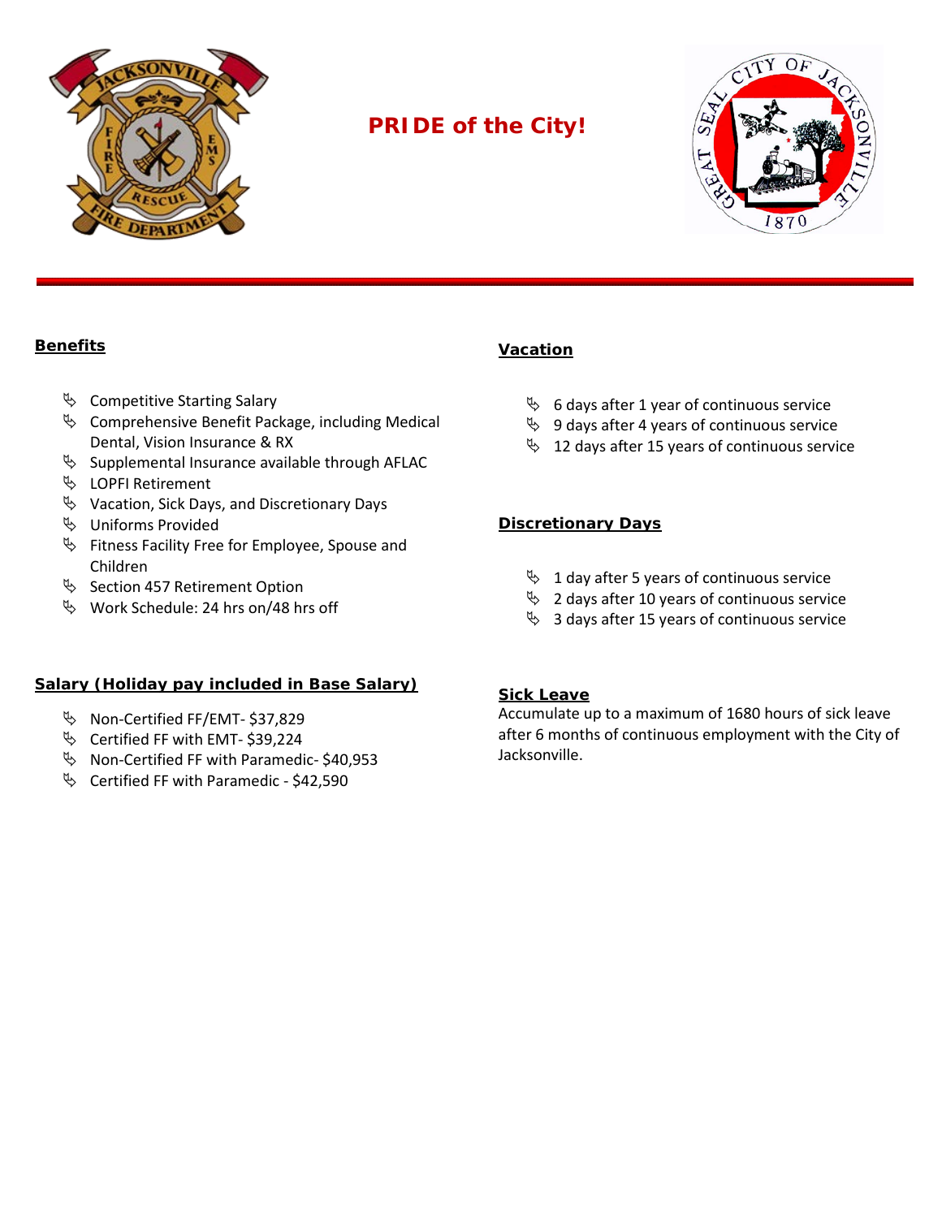# PRIDE of the City!

## Benefits

- Competitive Starting Salary
- Comprehensive Benefit Package, including Medical Dental, Vision Insurance & RX
- Supplemental Insurance available through AFLAC
- LOPFI Retirement
- Vacation, Sick Days, and Discretionary Days
- Uniforms Provided
- Fitness Facility Free for Employee, Spouse and Children
- Section 457 Retirement Option
- Work Schedule: 24 hrs on/48 hrs off

## Salary (Holiday pay included in Base Salary)

- Non-Certified FF/EMT- $37,829
- Certified FF with EMT- $39,224
- Non-Certified FF with Paramedic- $40,953
- Certified FF with Paramedic - $42,590

## Vacation

- 6 days after 1 year of continuous service
- 9 days after 4 years of continuous service
- 12 days after 15 years of continuous service

## Discretionary Days

- 1 day after 5 years of continuous service
- 2 days after 10 years of continuous service
- 3 days after 15 years of continuous service

## Sick Leave

Accumulate up to a maximum of 1680 hours of sick leave after 6 months of continuous employment with the City of Jacksonville.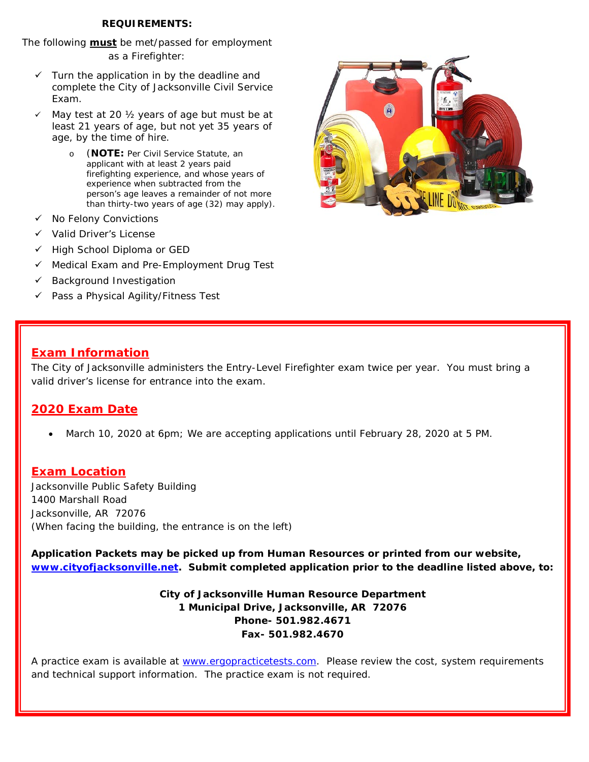**REQUIREMENTS:**

The following **must** be met/passed for employment as a Firefighter:

- ✓ Turn the application in by the deadline and complete the City of Jacksonville Civil Service Exam.
- ✓ May test at 20 ½ years of age but must be at least 21 years of age, but not yet 35 years of age, by the time of hire.
  - (**NOTE:** Per Civil Service Statute, an applicant with at least 2 years paid firefighting experience, and whose years of experience when subtracted from the person's age leaves a remainder of not more than thirty-two years of age (32) may apply).
- ✓ No Felony Convictions
- ✓ Valid Driver's License
- ✓ High School Diploma or GED
- ✓ Medical Exam and Pre-Employment Drug Test
- ✓ Background Investigation
- ✓ Pass a Physical Agility/Fitness Test

## Exam Information

The City of Jacksonville administers the Entry-Level Firefighter exam twice per year. You must bring a valid driver's license for entrance into the exam.

## 2020 Exam Date

- March 10, 2020 at 6pm; We are accepting applications until February 28, 2020 at 5 PM.

## Exam Location

Jacksonville Public Safety Building
1400 Marshall Road
Jacksonville, AR 72076
(When facing the building, the entrance is on the left)

**Application Packets may be picked up from Human Resources or printed from our website, www.cityofjacksonville.net. Submit completed application prior to the deadline listed above, to:**

**City of Jacksonville Human Resource Department**
**1 Municipal Drive, Jacksonville, AR 72076**
**Phone- 501.982.4671**
**Fax- 501.982.4670**

A practice exam is available at www.ergopracticetests.com. Please review the cost, system requirements and technical support information. The practice exam is not required.